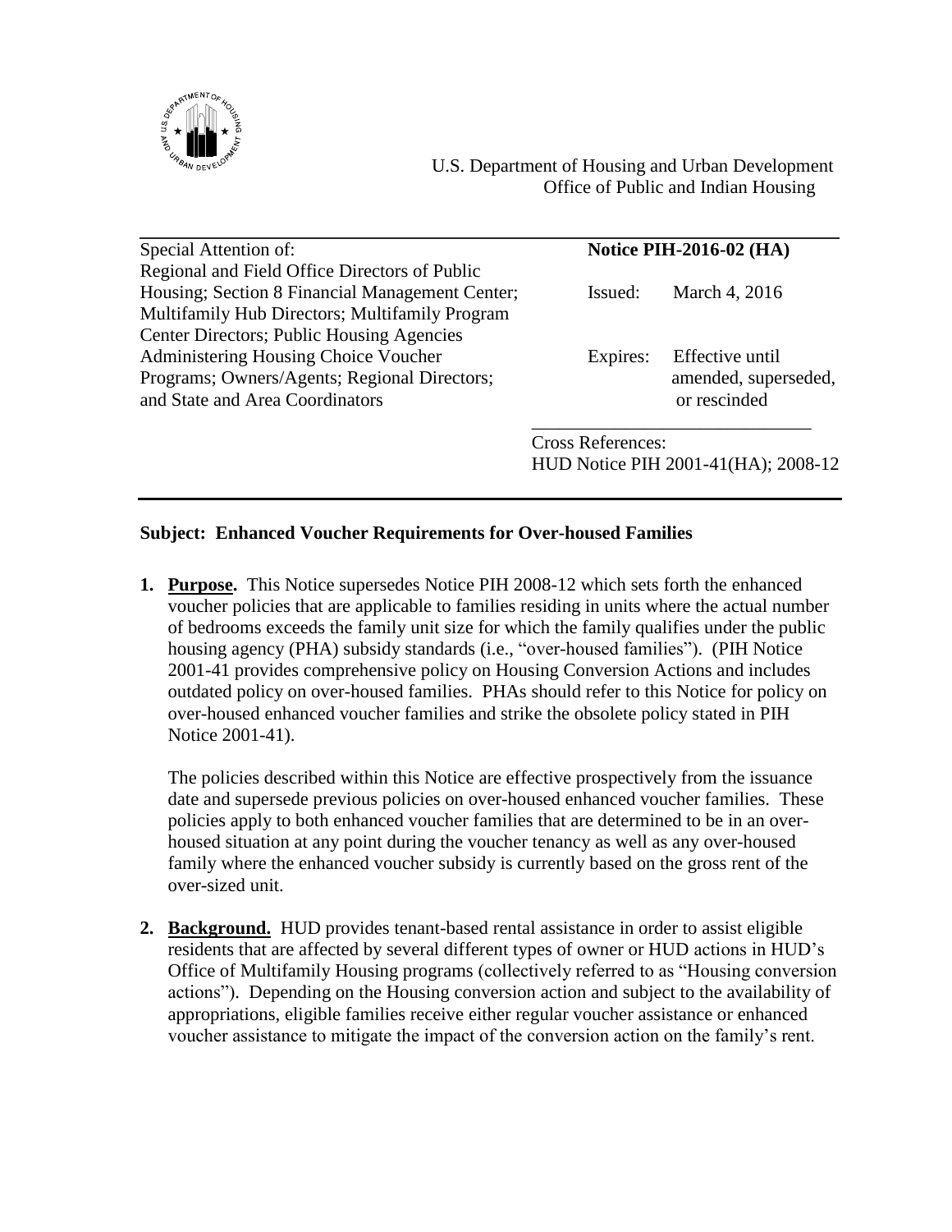U.S. Department of Housing and Urban Development
Office of Public and Indian Housing

| Special Attention of: | **Notice PIH-2016-02 (HA)** |
|---|---|
| Regional and Field Office Directors of Public Housing; Section 8 Financial Management Center; Multifamily Hub Directors; Multifamily Program Center Directors; Public Housing Agencies Administering Housing Choice Voucher Programs; Owners/Agents; Regional Directors; and State and Area Coordinators | Issued: March 4, 2016<br><br>Expires: Effective until amended, superseded, or rescinded<br><br>Cross References:<br>HUD Notice PIH 2001-41(HA); 2008-12 |

**Subject: Enhanced Voucher Requirements for Over-housed Families**

1. **Purpose.** This Notice supersedes Notice PIH 2008-12 which sets forth the enhanced voucher policies that are applicable to families residing in units where the actual number of bedrooms exceeds the family unit size for which the family qualifies under the public housing agency (PHA) subsidy standards (i.e., "over-housed families"). (PIH Notice 2001-41 provides comprehensive policy on Housing Conversion Actions and includes outdated policy on over-housed families. PHAs should refer to this Notice for policy on over-housed enhanced voucher families and strike the obsolete policy stated in PIH Notice 2001-41).

   The policies described within this Notice are effective prospectively from the issuance date and supersede previous policies on over-housed enhanced voucher families. These policies apply to both enhanced voucher families that are determined to be in an over-housed situation at any point during the voucher tenancy as well as any over-housed family where the enhanced voucher subsidy is currently based on the gross rent of the over-sized unit.

2. **Background.** HUD provides tenant-based rental assistance in order to assist eligible residents that are affected by several different types of owner or HUD actions in HUD's Office of Multifamily Housing programs (collectively referred to as "Housing conversion actions"). Depending on the Housing conversion action and subject to the availability of appropriations, eligible families receive either regular voucher assistance or enhanced voucher assistance to mitigate the impact of the conversion action on the family's rent.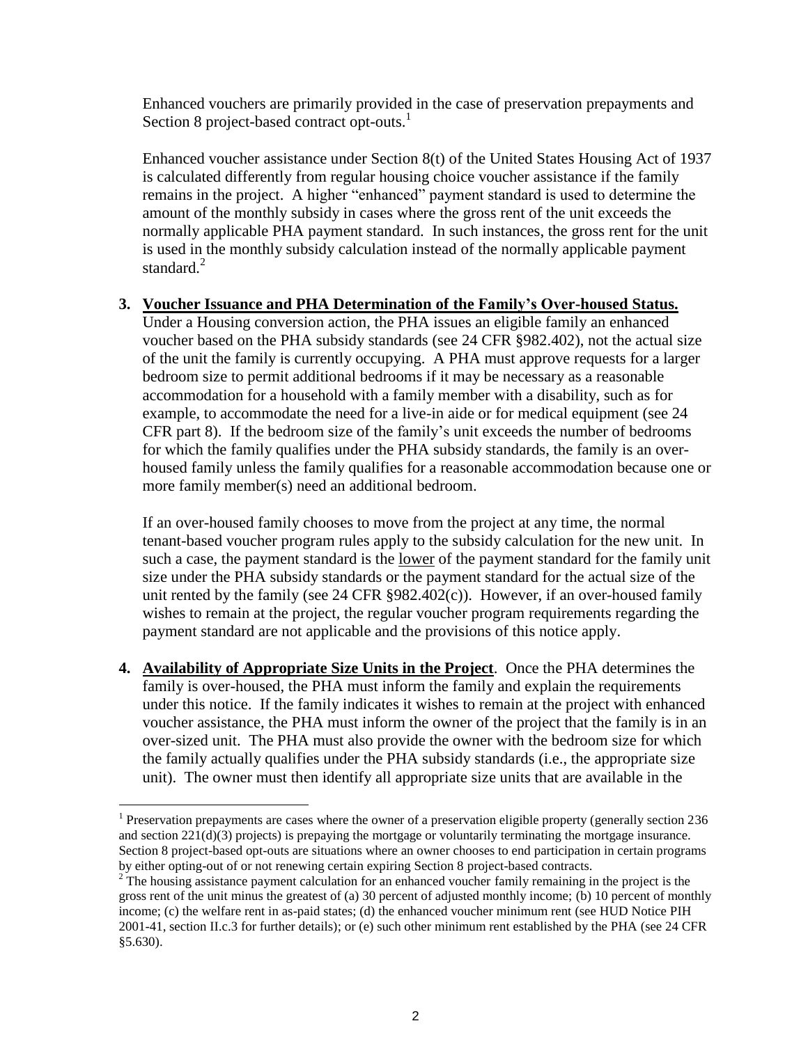Enhanced vouchers are primarily provided in the case of preservation prepayments and Section 8 project-based contract opt-outs.[1]

Enhanced voucher assistance under Section 8(t) of the United States Housing Act of 1937 is calculated differently from regular housing choice voucher assistance if the family remains in the project. A higher "enhanced" payment standard is used to determine the amount of the monthly subsidy in cases where the gross rent of the unit exceeds the normally applicable PHA payment standard. In such instances, the gross rent for the unit is used in the monthly subsidy calculation instead of the normally applicable payment standard.[2]

3. **Voucher Issuance and PHA Determination of the Family's Over-housed Status.** Under a Housing conversion action, the PHA issues an eligible family an enhanced voucher based on the PHA subsidy standards (see 24 CFR §982.402), not the actual size of the unit the family is currently occupying. A PHA must approve requests for a larger bedroom size to permit additional bedrooms if it may be necessary as a reasonable accommodation for a household with a family member with a disability, such as for example, to accommodate the need for a live-in aide or for medical equipment (see 24 CFR part 8). If the bedroom size of the family's unit exceeds the number of bedrooms for which the family qualifies under the PHA subsidy standards, the family is an over-housed family unless the family qualifies for a reasonable accommodation because one or more family member(s) need an additional bedroom.

   If an over-housed family chooses to move from the project at any time, the normal tenant-based voucher program rules apply to the subsidy calculation for the new unit. In such a case, the payment standard is the lower of the payment standard for the family unit size under the PHA subsidy standards or the payment standard for the actual size of the unit rented by the family (see 24 CFR §982.402(c)). However, if an over-housed family wishes to remain at the project, the regular voucher program requirements regarding the payment standard are not applicable and the provisions of this notice apply.

4. **Availability of Appropriate Size Units in the Project**. Once the PHA determines the family is over-housed, the PHA must inform the family and explain the requirements under this notice. If the family indicates it wishes to remain at the project with enhanced voucher assistance, the PHA must inform the owner of the project that the family is in an over-sized unit. The PHA must also provide the owner with the bedroom size for which the family actually qualifies under the PHA subsidy standards (i.e., the appropriate size unit). The owner must then identify all appropriate size units that are available in the

---

[1] Preservation prepayments are cases where the owner of a preservation eligible property (generally section 236 and section 221(d)(3) projects) is prepaying the mortgage or voluntarily terminating the mortgage insurance. Section 8 project-based opt-outs are situations where an owner chooses to end participation in certain programs by either opting-out of or not renewing certain expiring Section 8 project-based contracts.

[2] The housing assistance payment calculation for an enhanced voucher family remaining in the project is the gross rent of the unit minus the greatest of (a) 30 percent of adjusted monthly income; (b) 10 percent of monthly income; (c) the welfare rent in as-paid states; (d) the enhanced voucher minimum rent (see HUD Notice PIH 2001-41, section II.c.3 for further details); or (e) such other minimum rent established by the PHA (see 24 CFR §5.630).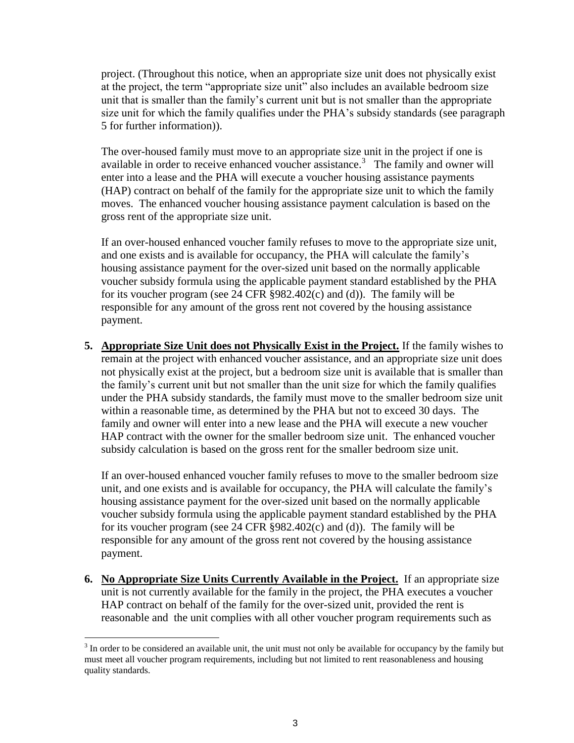project. (Throughout this notice, when an appropriate size unit does not physically exist at the project, the term "appropriate size unit" also includes an available bedroom size unit that is smaller than the family's current unit but is not smaller than the appropriate size unit for which the family qualifies under the PHA's subsidy standards (see paragraph 5 for further information)).

The over-housed family must move to an appropriate size unit in the project if one is available in order to receive enhanced voucher assistance.[3] The family and owner will enter into a lease and the PHA will execute a voucher housing assistance payments (HAP) contract on behalf of the family for the appropriate size unit to which the family moves. The enhanced voucher housing assistance payment calculation is based on the gross rent of the appropriate size unit.

If an over-housed enhanced voucher family refuses to move to the appropriate size unit, and one exists and is available for occupancy, the PHA will calculate the family's housing assistance payment for the over-sized unit based on the normally applicable voucher subsidy formula using the applicable payment standard established by the PHA for its voucher program (see 24 CFR §982.402(c) and (d)). The family will be responsible for any amount of the gross rent not covered by the housing assistance payment.

5. **Appropriate Size Unit does not Physically Exist in the Project.** If the family wishes to remain at the project with enhanced voucher assistance, and an appropriate size unit does not physically exist at the project, but a bedroom size unit is available that is smaller than the family's current unit but not smaller than the unit size for which the family qualifies under the PHA subsidy standards, the family must move to the smaller bedroom size unit within a reasonable time, as determined by the PHA but not to exceed 30 days. The family and owner will enter into a new lease and the PHA will execute a new voucher HAP contract with the owner for the smaller bedroom size unit. The enhanced voucher subsidy calculation is based on the gross rent for the smaller bedroom size unit.

   If an over-housed enhanced voucher family refuses to move to the smaller bedroom size unit, and one exists and is available for occupancy, the PHA will calculate the family's housing assistance payment for the over-sized unit based on the normally applicable voucher subsidy formula using the applicable payment standard established by the PHA for its voucher program (see 24 CFR §982.402(c) and (d)). The family will be responsible for any amount of the gross rent not covered by the housing assistance payment.

6. **No Appropriate Size Units Currently Available in the Project.** If an appropriate size unit is not currently available for the family in the project, the PHA executes a voucher HAP contract on behalf of the family for the over-sized unit, provided the rent is reasonable and the unit complies with all other voucher program requirements such as

---

[3] In order to be considered an available unit, the unit must not only be available for occupancy by the family but must meet all voucher program requirements, including but not limited to rent reasonableness and housing quality standards.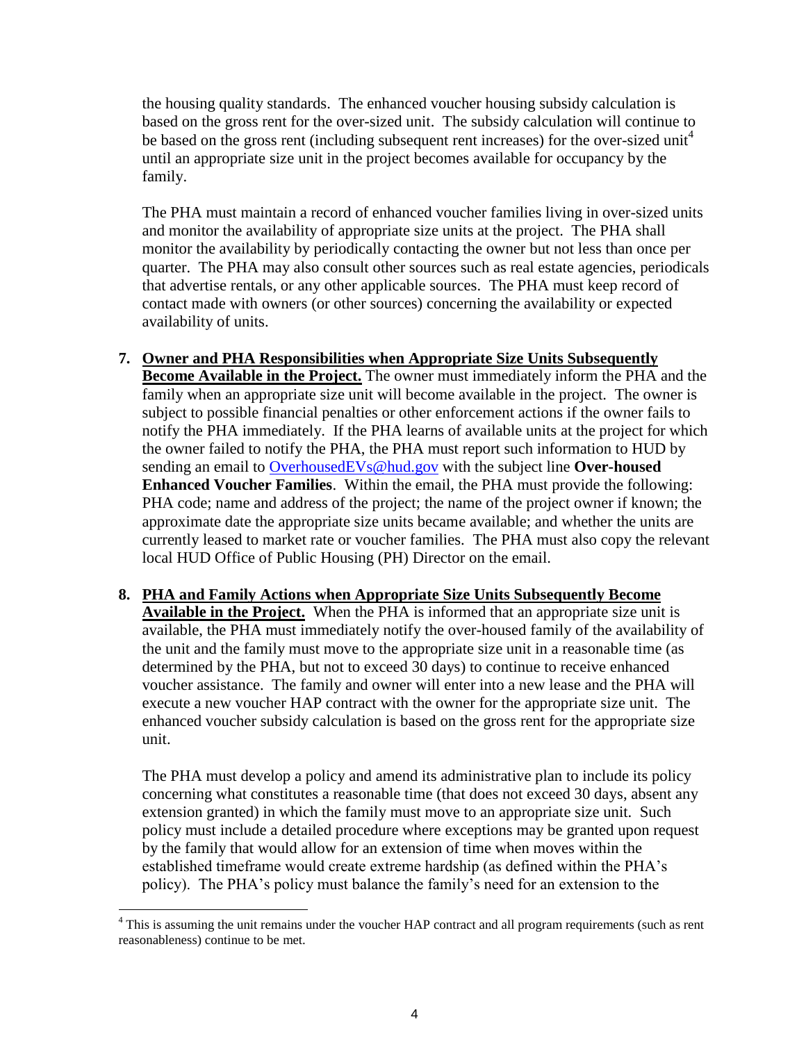the housing quality standards. The enhanced voucher housing subsidy calculation is based on the gross rent for the over-sized unit. The subsidy calculation will continue to be based on the gross rent (including subsequent rent increases) for the over-sized unit[4] until an appropriate size unit in the project becomes available for occupancy by the family.

The PHA must maintain a record of enhanced voucher families living in over-sized units and monitor the availability of appropriate size units at the project. The PHA shall monitor the availability by periodically contacting the owner but not less than once per quarter. The PHA may also consult other sources such as real estate agencies, periodicals that advertise rentals, or any other applicable sources. The PHA must keep record of contact made with owners (or other sources) concerning the availability or expected availability of units.

7. **Owner and PHA Responsibilities when Appropriate Size Units Subsequently Become Available in the Project.** The owner must immediately inform the PHA and the family when an appropriate size unit will become available in the project. The owner is subject to possible financial penalties or other enforcement actions if the owner fails to notify the PHA immediately. If the PHA learns of available units at the project for which the owner failed to notify the PHA, the PHA must report such information to HUD by sending an email to OverhousedEVs@hud.gov with the subject line **Over-housed Enhanced Voucher Families**. Within the email, the PHA must provide the following: PHA code; name and address of the project; the name of the project owner if known; the approximate date the appropriate size units became available; and whether the units are currently leased to market rate or voucher families. The PHA must also copy the relevant local HUD Office of Public Housing (PH) Director on the email.

8. **PHA and Family Actions when Appropriate Size Units Subsequently Become Available in the Project.** When the PHA is informed that an appropriate size unit is available, the PHA must immediately notify the over-housed family of the availability of the unit and the family must move to the appropriate size unit in a reasonable time (as determined by the PHA, but not to exceed 30 days) to continue to receive enhanced voucher assistance. The family and owner will enter into a new lease and the PHA will execute a new voucher HAP contract with the owner for the appropriate size unit. The enhanced voucher subsidy calculation is based on the gross rent for the appropriate size unit.

   The PHA must develop a policy and amend its administrative plan to include its policy concerning what constitutes a reasonable time (that does not exceed 30 days, absent any extension granted) in which the family must move to an appropriate size unit. Such policy must include a detailed procedure where exceptions may be granted upon request by the family that would allow for an extension of time when moves within the established timeframe would create extreme hardship (as defined within the PHA's policy). The PHA's policy must balance the family's need for an extension to the

---

[4] This is assuming the unit remains under the voucher HAP contract and all program requirements (such as rent reasonableness) continue to be met.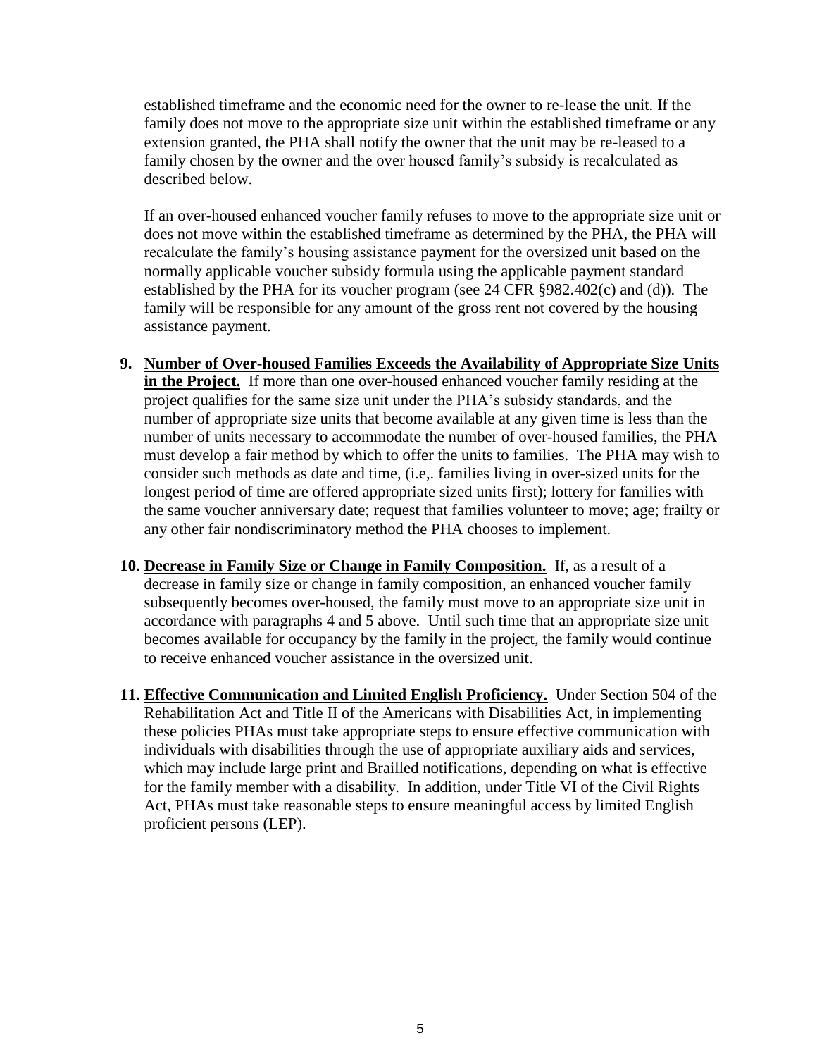established timeframe and the economic need for the owner to re-lease the unit. If the family does not move to the appropriate size unit within the established timeframe or any extension granted, the PHA shall notify the owner that the unit may be re-leased to a family chosen by the owner and the over housed family's subsidy is recalculated as described below.

If an over-housed enhanced voucher family refuses to move to the appropriate size unit or does not move within the established timeframe as determined by the PHA, the PHA will recalculate the family's housing assistance payment for the oversized unit based on the normally applicable voucher subsidy formula using the applicable payment standard established by the PHA for its voucher program (see 24 CFR §982.402(c) and (d)). The family will be responsible for any amount of the gross rent not covered by the housing assistance payment.

9. **Number of Over-housed Families Exceeds the Availability of Appropriate Size Units in the Project.** If more than one over-housed enhanced voucher family residing at the project qualifies for the same size unit under the PHA's subsidy standards, and the number of appropriate size units that become available at any given time is less than the number of units necessary to accommodate the number of over-housed families, the PHA must develop a fair method by which to offer the units to families. The PHA may wish to consider such methods as date and time, (i.e,. families living in over-sized units for the longest period of time are offered appropriate sized units first); lottery for families with the same voucher anniversary date; request that families volunteer to move; age; frailty or any other fair nondiscriminatory method the PHA chooses to implement.

10. **Decrease in Family Size or Change in Family Composition.** If, as a result of a decrease in family size or change in family composition, an enhanced voucher family subsequently becomes over-housed, the family must move to an appropriate size unit in accordance with paragraphs 4 and 5 above. Until such time that an appropriate size unit becomes available for occupancy by the family in the project, the family would continue to receive enhanced voucher assistance in the oversized unit.

11. **Effective Communication and Limited English Proficiency.** Under Section 504 of the Rehabilitation Act and Title II of the Americans with Disabilities Act, in implementing these policies PHAs must take appropriate steps to ensure effective communication with individuals with disabilities through the use of appropriate auxiliary aids and services, which may include large print and Brailled notifications, depending on what is effective for the family member with a disability. In addition, under Title VI of the Civil Rights Act, PHAs must take reasonable steps to ensure meaningful access by limited English proficient persons (LEP).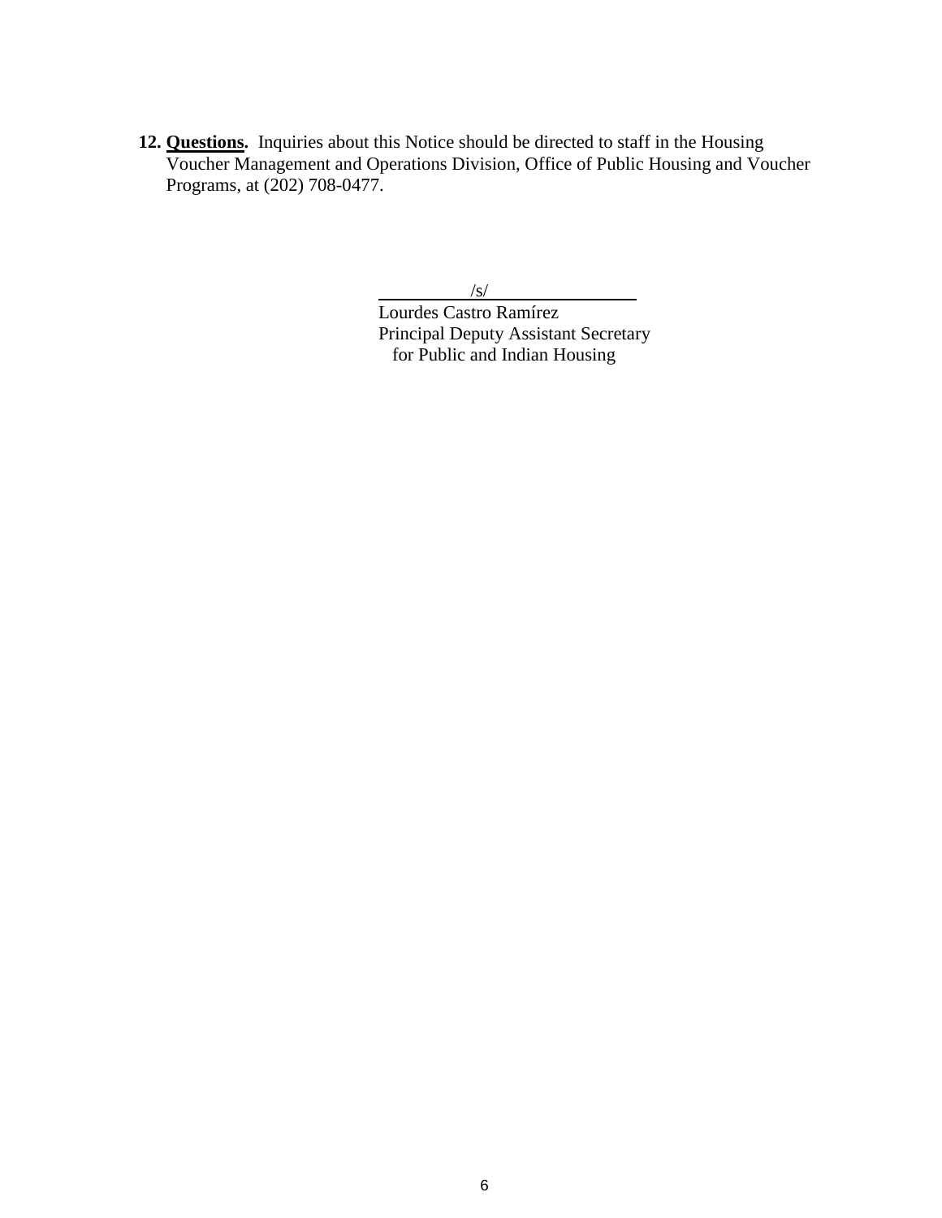12. **Questions.** Inquiries about this Notice should be directed to staff in the Housing Voucher Management and Operations Division, Office of Public Housing and Voucher Programs, at (202) 708-0477.

/s/

Lourdes Castro Ramírez
Principal Deputy Assistant Secretary
for Public and Indian Housing